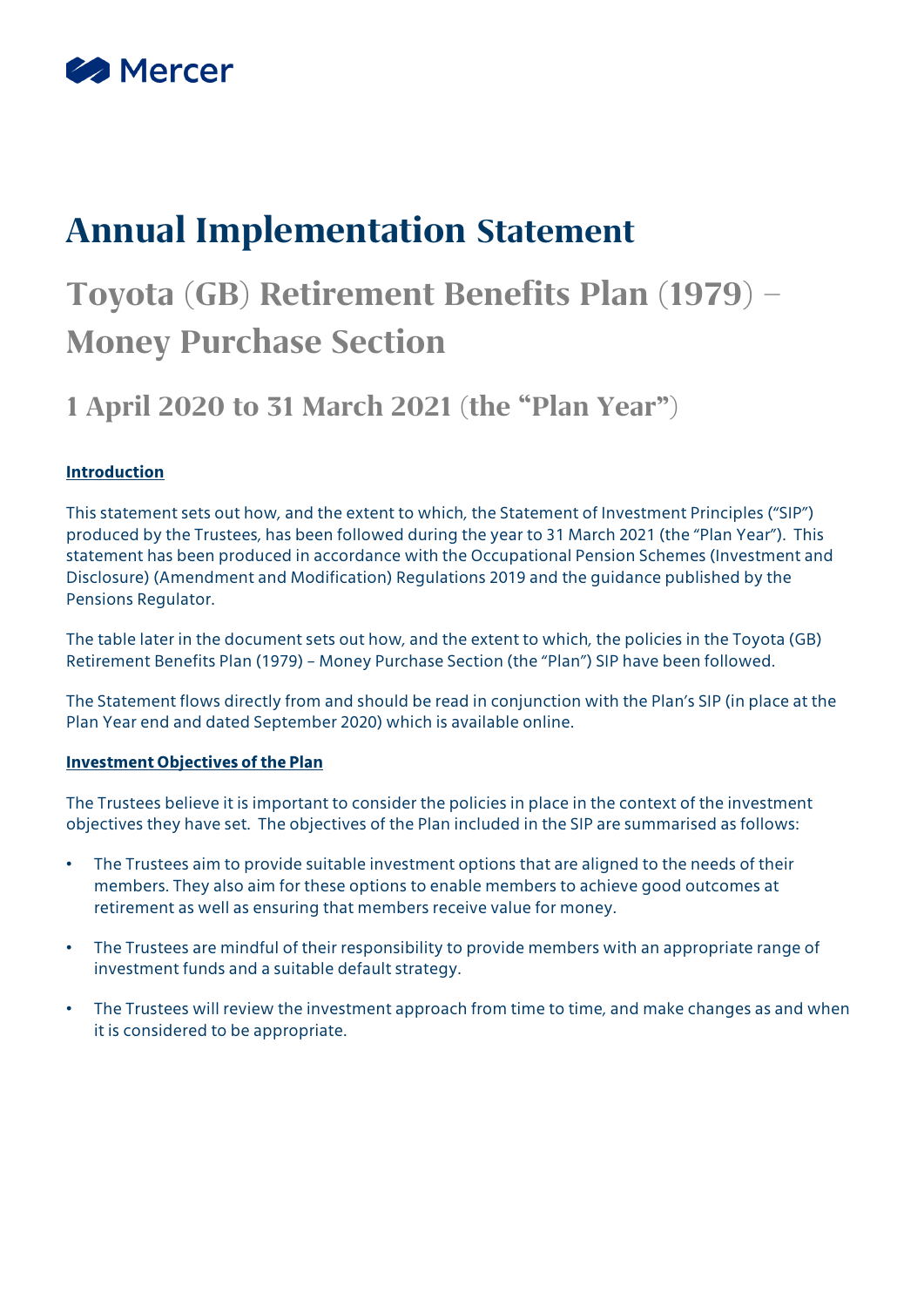# Annual Implementation Statement

## Toyota (GB) Retirement Benefits Plan (1979) – Money Purchase Section

## 1 April 2020 to 31 March 2021 (the "Plan Year")

**Introduction**

This statement sets out how, and the extent to which, the Statement of Investment Principles ("SIP") produced by the Trustees, has been followed during the year to 31 March 2021 (the "Plan Year"). This statement has been produced in accordance with the Occupational Pension Schemes (Investment and Disclosure) (Amendment and Modification) Regulations 2019 and the guidance published by the Pensions Regulator.

The table later in the document sets out how, and the extent to which, the policies in the Toyota (GB) Retirement Benefits Plan (1979) – Money Purchase Section (the "Plan") SIP have been followed.

The Statement flows directly from and should be read in conjunction with the Plan's SIP (in place at the Plan Year end and dated September 2020) which is available online.

**Investment Objectives of the Plan**

The Trustees believe it is important to consider the policies in place in the context of the investment objectives they have set. The objectives of the Plan included in the SIP are summarised as follows:

- The Trustees aim to provide suitable investment options that are aligned to the needs of their members. They also aim for these options to enable members to achieve good outcomes at retirement as well as ensuring that members receive value for money.
- The Trustees are mindful of their responsibility to provide members with an appropriate range of investment funds and a suitable default strategy.
- The Trustees will review the investment approach from time to time, and make changes as and when it is considered to be appropriate.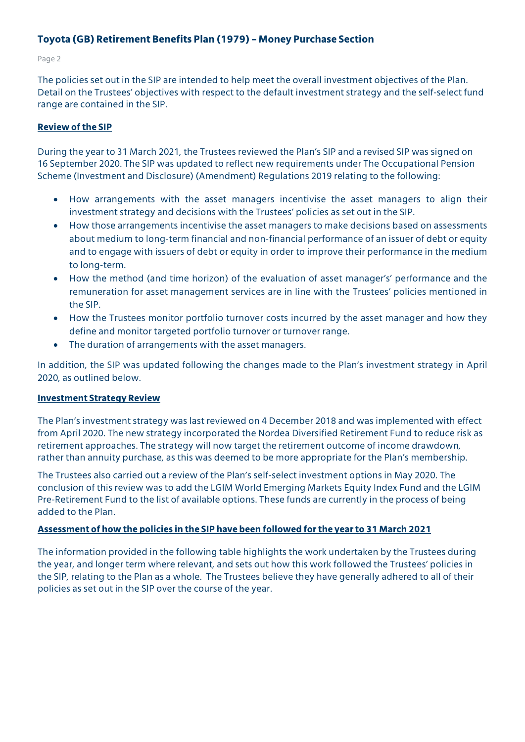The policies set out in the SIP are intended to help meet the overall investment objectives of the Plan. Detail on the Trustees' objectives with respect to the default investment strategy and the self-select fund range are contained in the SIP.

## Review of the SIP

During the year to 31 March 2021, the Trustees reviewed the Plan's SIP and a revised SIP was signed on 16 September 2020. The SIP was updated to reflect new requirements under The Occupational Pension Scheme (Investment and Disclosure) (Amendment) Regulations 2019 relating to the following:

- How arrangements with the asset managers incentivise the asset managers to align their investment strategy and decisions with the Trustees' policies as set out in the SIP.
- How those arrangements incentivise the asset managers to make decisions based on assessments about medium to long-term financial and non-financial performance of an issuer of debt or equity and to engage with issuers of debt or equity in order to improve their performance in the medium to long-term.
- How the method (and time horizon) of the evaluation of asset manager's' performance and the remuneration for asset management services are in line with the Trustees' policies mentioned in the SIP.
- How the Trustees monitor portfolio turnover costs incurred by the asset manager and how they define and monitor targeted portfolio turnover or turnover range.
- The duration of arrangements with the asset managers.

In addition, the SIP was updated following the changes made to the Plan's investment strategy in April 2020, as outlined below.

## Investment Strategy Review

The Plan's investment strategy was last reviewed on 4 December 2018 and was implemented with effect from April 2020. The new strategy incorporated the Nordea Diversified Retirement Fund to reduce risk as retirement approaches. The strategy will now target the retirement outcome of income drawdown, rather than annuity purchase, as this was deemed to be more appropriate for the Plan's membership.

The Trustees also carried out a review of the Plan's self-select investment options in May 2020. The conclusion of this review was to add the LGIM World Emerging Markets Equity Index Fund and the LGIM Pre-Retirement Fund to the list of available options. These funds are currently in the process of being added to the Plan.

## Assessment of how the policies in the SIP have been followed for the year to 31 March 2021

The information provided in the following table highlights the work undertaken by the Trustees during the year, and longer term where relevant, and sets out how this work followed the Trustees' policies in the SIP, relating to the Plan as a whole. The Trustees believe they have generally adhered to all of their policies as set out in the SIP over the course of the year.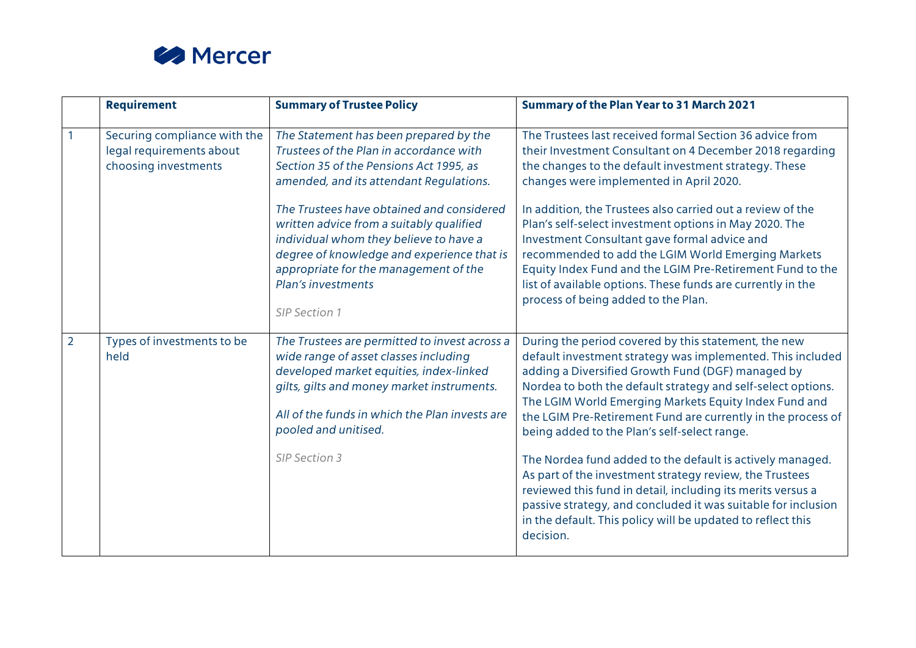| | Requirement | Summary of Trustee Policy | Summary of the Plan Year to 31 March 2021 |
|---|---|---|---|
| 1 | Securing compliance with the legal requirements about choosing investments | *The Statement has been prepared by the Trustees of the Plan in accordance with Section 35 of the Pensions Act 1995, as amended, and its attendant Regulations.*<br><br>*The Trustees have obtained and considered written advice from a suitably qualified individual whom they believe to have a degree of knowledge and experience that is appropriate for the management of the Plan's investments*<br><br>*SIP Section 1* | The Trustees last received formal Section 36 advice from their Investment Consultant on 4 December 2018 regarding the changes to the default investment strategy. These changes were implemented in April 2020.<br><br>In addition, the Trustees also carried out a review of the Plan's self-select investment options in May 2020. The Investment Consultant gave formal advice and recommended to add the LGIM World Emerging Markets Equity Index Fund and the LGIM Pre-Retirement Fund to the list of available options. These funds are currently in the process of being added to the Plan. |
| 2 | Types of investments to be held | *The Trustees are permitted to invest across a wide range of asset classes including developed market equities, index-linked gilts, gilts and money market instruments.*<br><br>*All of the funds in which the Plan invests are pooled and unitised.*<br><br>*SIP Section 3* | During the period covered by this statement, the new default investment strategy was implemented. This included adding a Diversified Growth Fund (DGF) managed by Nordea to both the default strategy and self-select options. The LGIM World Emerging Markets Equity Index Fund and the LGIM Pre-Retirement Fund are currently in the process of being added to the Plan's self-select range.<br><br>The Nordea fund added to the default is actively managed. As part of the investment strategy review, the Trustees reviewed this fund in detail, including its merits versus a passive strategy, and concluded it was suitable for inclusion in the default. This policy will be updated to reflect this decision. |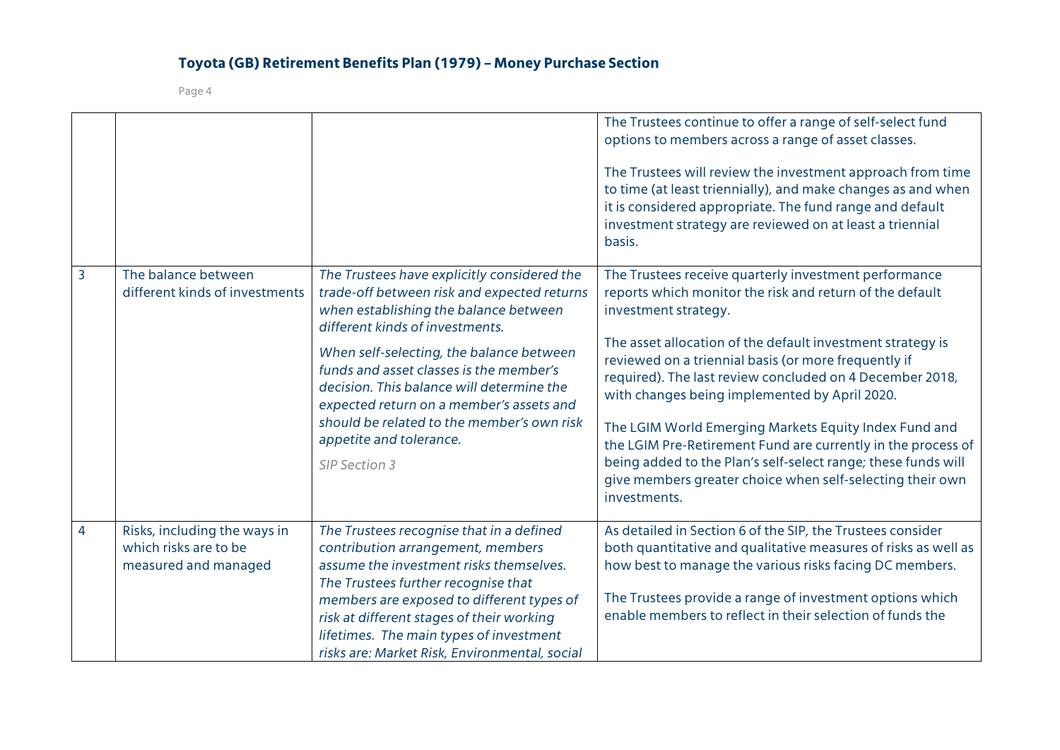| | | | |
|---|---|---|---|
| | | | The Trustees continue to offer a range of self-select fund options to members across a range of asset classes.<br><br>The Trustees will review the investment approach from time to time (at least triennially), and make changes as and when it is considered appropriate. The fund range and default investment strategy are reviewed on at least a triennial basis. |
| 3 | The balance between different kinds of investments | *The Trustees have explicitly considered the trade-off between risk and expected returns when establishing the balance between different kinds of investments.*<br><br>*When self-selecting, the balance between funds and asset classes is the member's decision. This balance will determine the expected return on a member's assets and should be related to the member's own risk appetite and tolerance.*<br><br>*SIP Section 3* | The Trustees receive quarterly investment performance reports which monitor the risk and return of the default investment strategy.<br><br>The asset allocation of the default investment strategy is reviewed on a triennial basis (or more frequently if required). The last review concluded on 4 December 2018, with changes being implemented by April 2020.<br><br>The LGIM World Emerging Markets Equity Index Fund and the LGIM Pre-Retirement Fund are currently in the process of being added to the Plan's self-select range; these funds will give members greater choice when self-selecting their own investments. |
| 4 | Risks, including the ways in which risks are to be measured and managed | *The Trustees recognise that in a defined contribution arrangement, members assume the investment risks themselves. The Trustees further recognise that members are exposed to different types of risk at different stages of their working lifetimes. The main types of investment risks are: Market Risk, Environmental, social* | As detailed in Section 6 of the SIP, the Trustees consider both quantitative and qualitative measures of risks as well as how best to manage the various risks facing DC members.<br><br>The Trustees provide a range of investment options which enable members to reflect in their selection of funds the |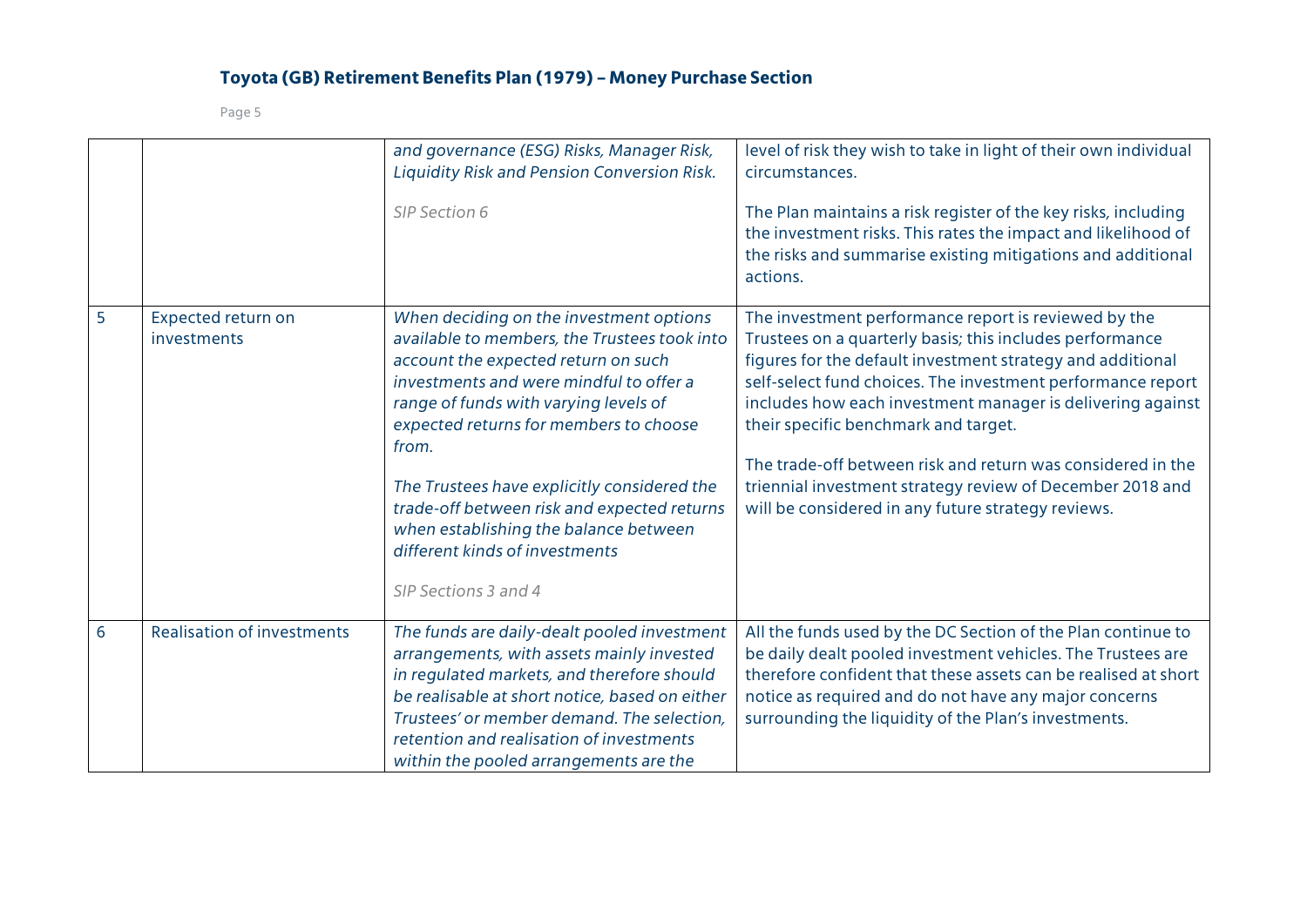| | | | |
|---|---|---|---|
| | | *and governance (ESG) Risks, Manager Risk, Liquidity Risk and Pension Conversion Risk.*<br><br>*SIP Section 6* | level of risk they wish to take in light of their own individual circumstances.<br><br>The Plan maintains a risk register of the key risks, including the investment risks. This rates the impact and likelihood of the risks and summarise existing mitigations and additional actions. |
| 5 | Expected return on investments | *When deciding on the investment options available to members, the Trustees took into account the expected return on such investments and were mindful to offer a range of funds with varying levels of expected returns for members to choose from.*<br><br>*The Trustees have explicitly considered the trade-off between risk and expected returns when establishing the balance between different kinds of investments*<br><br>*SIP Sections 3 and 4* | The investment performance report is reviewed by the Trustees on a quarterly basis; this includes performance figures for the default investment strategy and additional self-select fund choices. The investment performance report includes how each investment manager is delivering against their specific benchmark and target.<br><br>The trade-off between risk and return was considered in the triennial investment strategy review of December 2018 and will be considered in any future strategy reviews. |
| 6 | Realisation of investments | *The funds are daily-dealt pooled investment arrangements, with assets mainly invested in regulated markets, and therefore should be realisable at short notice, based on either Trustees' or member demand. The selection, retention and realisation of investments within the pooled arrangements are the* | All the funds used by the DC Section of the Plan continue to be daily dealt pooled investment vehicles. The Trustees are therefore confident that these assets can be realised at short notice as required and do not have any major concerns surrounding the liquidity of the Plan's investments. |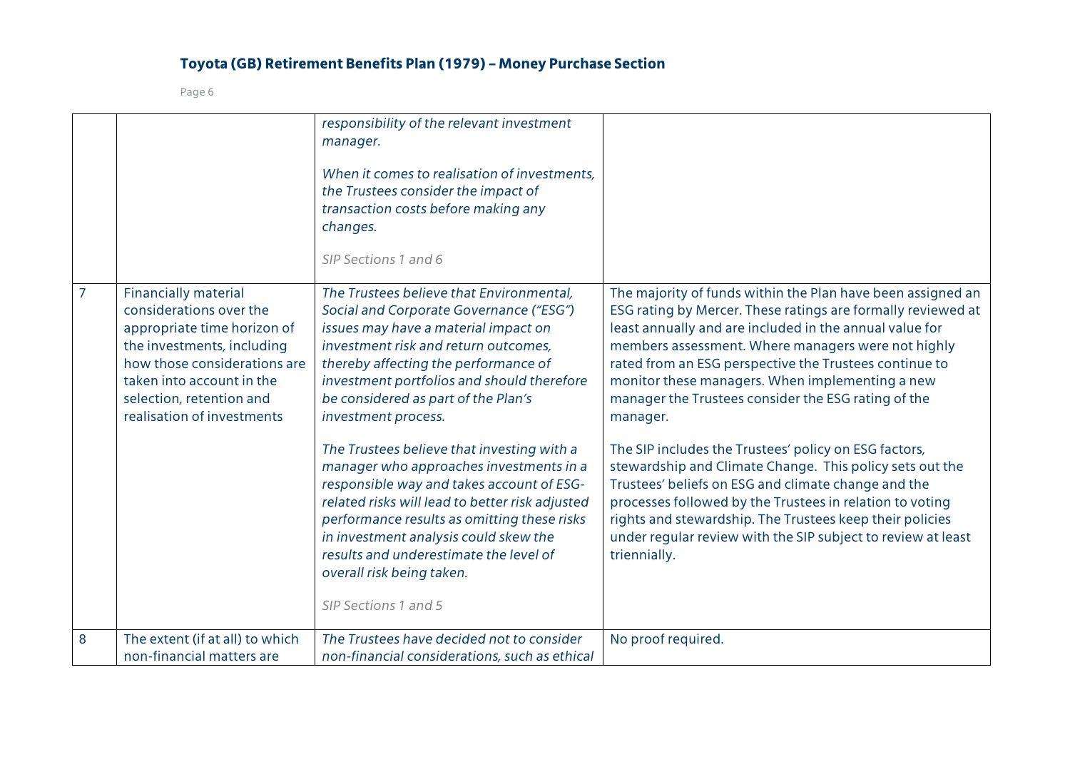| | | | |
|---|---|---|---|
| | | *responsibility of the relevant investment manager.*<br><br>*When it comes to realisation of investments, the Trustees consider the impact of transaction costs before making any changes.*<br><br>*SIP Sections 1 and 6* | |
| 7 | Financially material considerations over the appropriate time horizon of the investments, including how those considerations are taken into account in the selection, retention and realisation of investments | *The Trustees believe that Environmental, Social and Corporate Governance ("ESG") issues may have a material impact on investment risk and return outcomes, thereby affecting the performance of investment portfolios and should therefore be considered as part of the Plan's investment process.*<br><br>*The Trustees believe that investing with a manager who approaches investments in a responsible way and takes account of ESG-related risks will lead to better risk adjusted performance results as omitting these risks in investment analysis could skew the results and underestimate the level of overall risk being taken.*<br><br>*SIP Sections 1 and 5* | The majority of funds within the Plan have been assigned an ESG rating by Mercer. These ratings are formally reviewed at least annually and are included in the annual value for members assessment. Where managers were not highly rated from an ESG perspective the Trustees continue to monitor these managers. When implementing a new manager the Trustees consider the ESG rating of the manager.<br><br>The SIP includes the Trustees' policy on ESG factors, stewardship and Climate Change. This policy sets out the Trustees' beliefs on ESG and climate change and the processes followed by the Trustees in relation to voting rights and stewardship. The Trustees keep their policies under regular review with the SIP subject to review at least triennially. |
| 8 | The extent (if at all) to which non-financial matters are | *The Trustees have decided not to consider non-financial considerations, such as ethical* | No proof required. |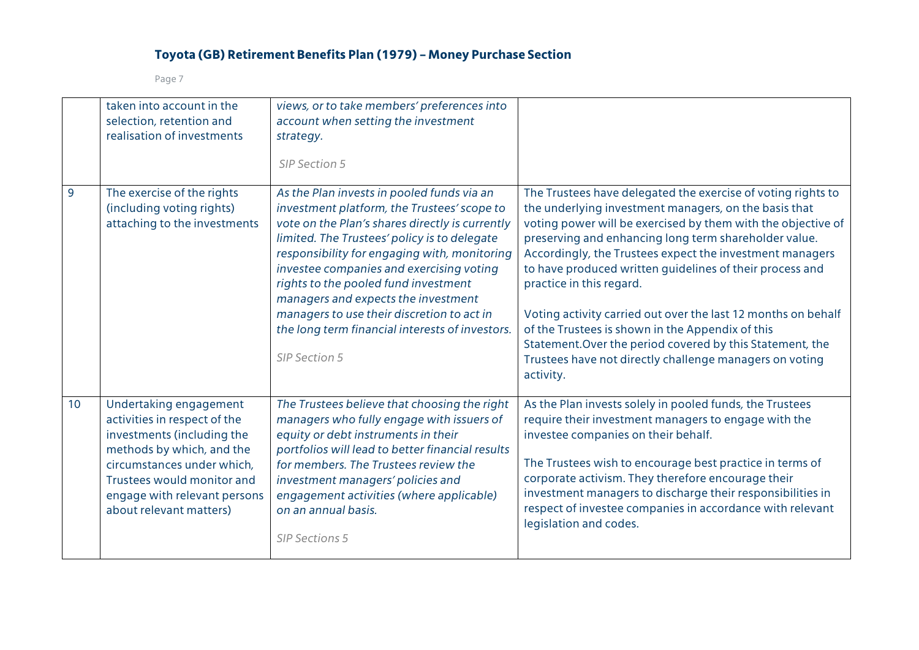| | | | |
|---|---|---|---|
| | taken into account in the selection, retention and realisation of investments | *views, or to take members' preferences into account when setting the investment strategy.*<br><br>SIP Section 5 | |
| 9 | The exercise of the rights (including voting rights) attaching to the investments | *As the Plan invests in pooled funds via an investment platform, the Trustees' scope to vote on the Plan's shares directly is currently limited. The Trustees' policy is to delegate responsibility for engaging with, monitoring investee companies and exercising voting rights to the pooled fund investment managers and expects the investment managers to use their discretion to act in the long term financial interests of investors.*<br><br>SIP Section 5 | The Trustees have delegated the exercise of voting rights to the underlying investment managers, on the basis that voting power will be exercised by them with the objective of preserving and enhancing long term shareholder value. Accordingly, the Trustees expect the investment managers to have produced written guidelines of their process and practice in this regard.<br><br>Voting activity carried out over the last 12 months on behalf of the Trustees is shown in the Appendix of this Statement.Over the period covered by this Statement, the Trustees have not directly challenge managers on voting activity. |
| 10 | Undertaking engagement activities in respect of the investments (including the methods by which, and the circumstances under which, Trustees would monitor and engage with relevant persons about relevant matters) | *The Trustees believe that choosing the right managers who fully engage with issuers of equity or debt instruments in their portfolios will lead to better financial results for members. The Trustees review the investment managers' policies and engagement activities (where applicable) on an annual basis.*<br><br>SIP Sections 5 | As the Plan invests solely in pooled funds, the Trustees require their investment managers to engage with the investee companies on their behalf.<br><br>The Trustees wish to encourage best practice in terms of corporate activism. They therefore encourage their investment managers to discharge their responsibilities in respect of investee companies in accordance with relevant legislation and codes. |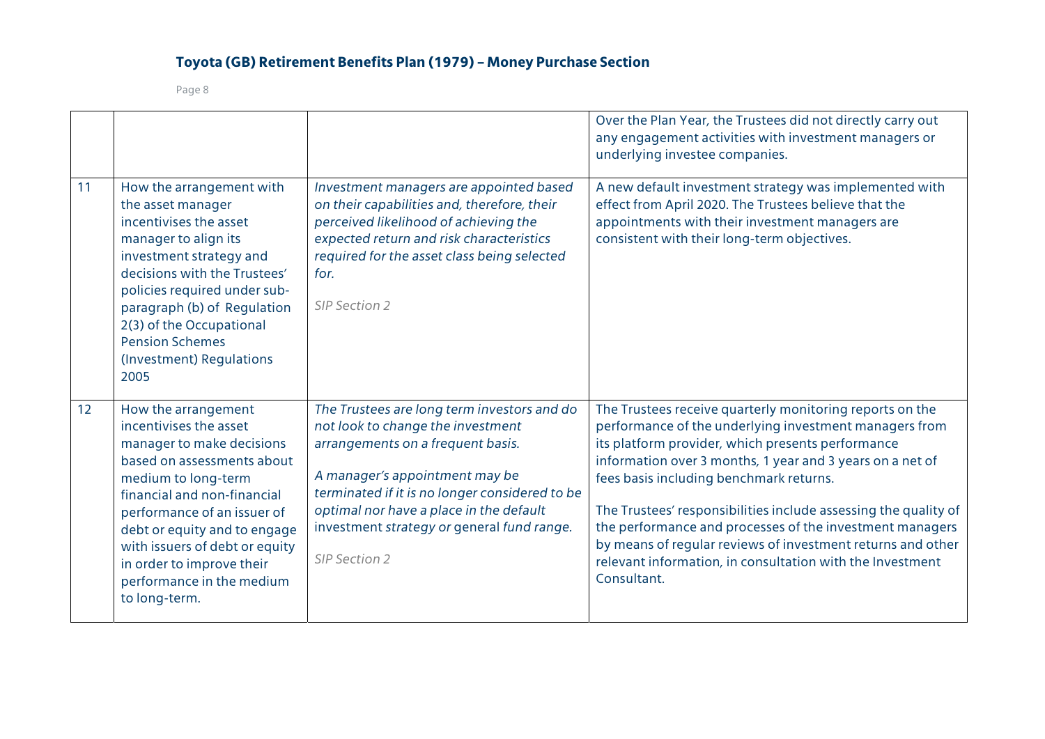| | | | |
|---|---|---|---|
| | | | Over the Plan Year, the Trustees did not directly carry out any engagement activities with investment managers or underlying investee companies. |
| 11 | How the arrangement with the asset manager incentivises the asset manager to align its investment strategy and decisions with the Trustees' policies required under sub-paragraph (b) of Regulation 2(3) of the Occupational Pension Schemes (Investment) Regulations 2005 | *Investment managers are appointed based on their capabilities and, therefore, their perceived likelihood of achieving the expected return and risk characteristics required for the asset class being selected for.*<br><br>*SIP Section 2* | A new default investment strategy was implemented with effect from April 2020. The Trustees believe that the appointments with their investment managers are consistent with their long-term objectives. |
| 12 | How the arrangement incentivises the asset manager to make decisions based on assessments about medium to long-term financial and non-financial performance of an issuer of debt or equity and to engage with issuers of debt or equity in order to improve their performance in the medium to long-term. | *The Trustees are long term investors and do not look to change the investment arrangements on a frequent basis.*<br><br>*A manager's appointment may be terminated if it is no longer considered to be optimal nor have a place in the default* investment *strategy or* general *fund range.*<br><br>*SIP Section 2* | The Trustees receive quarterly monitoring reports on the performance of the underlying investment managers from its platform provider, which presents performance information over 3 months, 1 year and 3 years on a net of fees basis including benchmark returns.<br><br>The Trustees' responsibilities include assessing the quality of the performance and processes of the investment managers by means of regular reviews of investment returns and other relevant information, in consultation with the Investment Consultant. |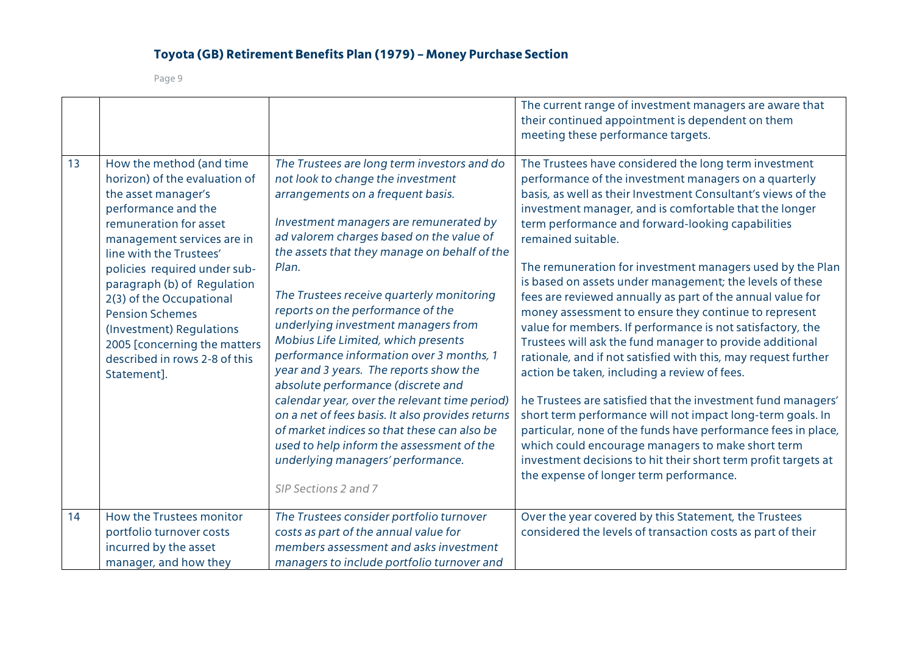| | | | |
|---|---|---|---|
| | | | The current range of investment managers are aware that their continued appointment is dependent on them meeting these performance targets. |
| 13 | How the method (and time horizon) of the evaluation of the asset manager's performance and the remuneration for asset management services are in line with the Trustees' policies required under sub-paragraph (b) of Regulation 2(3) of the Occupational Pension Schemes (Investment) Regulations 2005 [concerning the matters described in rows 2-8 of this Statement]. | *The Trustees are long term investors and do not look to change the investment arrangements on a frequent basis.*<br><br>*Investment managers are remunerated by ad valorem charges based on the value of the assets that they manage on behalf of the Plan.*<br><br>*The Trustees receive quarterly monitoring reports on the performance of the underlying investment managers from Mobius Life Limited, which presents performance information over 3 months, 1 year and 3 years. The reports show the absolute performance (discrete and calendar year, over the relevant time period) on a net of fees basis. It also provides returns of market indices so that these can also be used to help inform the assessment of the underlying managers' performance.*<br><br>*SIP Sections 2 and 7* | The Trustees have considered the long term investment performance of the investment managers on a quarterly basis, as well as their Investment Consultant's views of the investment manager, and is comfortable that the longer term performance and forward-looking capabilities remained suitable.<br><br>The remuneration for investment managers used by the Plan is based on assets under management; the levels of these fees are reviewed annually as part of the annual value for money assessment to ensure they continue to represent value for members. If performance is not satisfactory, the Trustees will ask the fund manager to provide additional rationale, and if not satisfied with this, may request further action be taken, including a review of fees.<br><br>he Trustees are satisfied that the investment fund managers' short term performance will not impact long-term goals. In particular, none of the funds have performance fees in place, which could encourage managers to make short term investment decisions to hit their short term profit targets at the expense of longer term performance. |
| 14 | How the Trustees monitor portfolio turnover costs incurred by the asset manager, and how they | *The Trustees consider portfolio turnover costs as part of the annual value for members assessment and asks investment managers to include portfolio turnover and* | Over the year covered by this Statement, the Trustees considered the levels of transaction costs as part of their |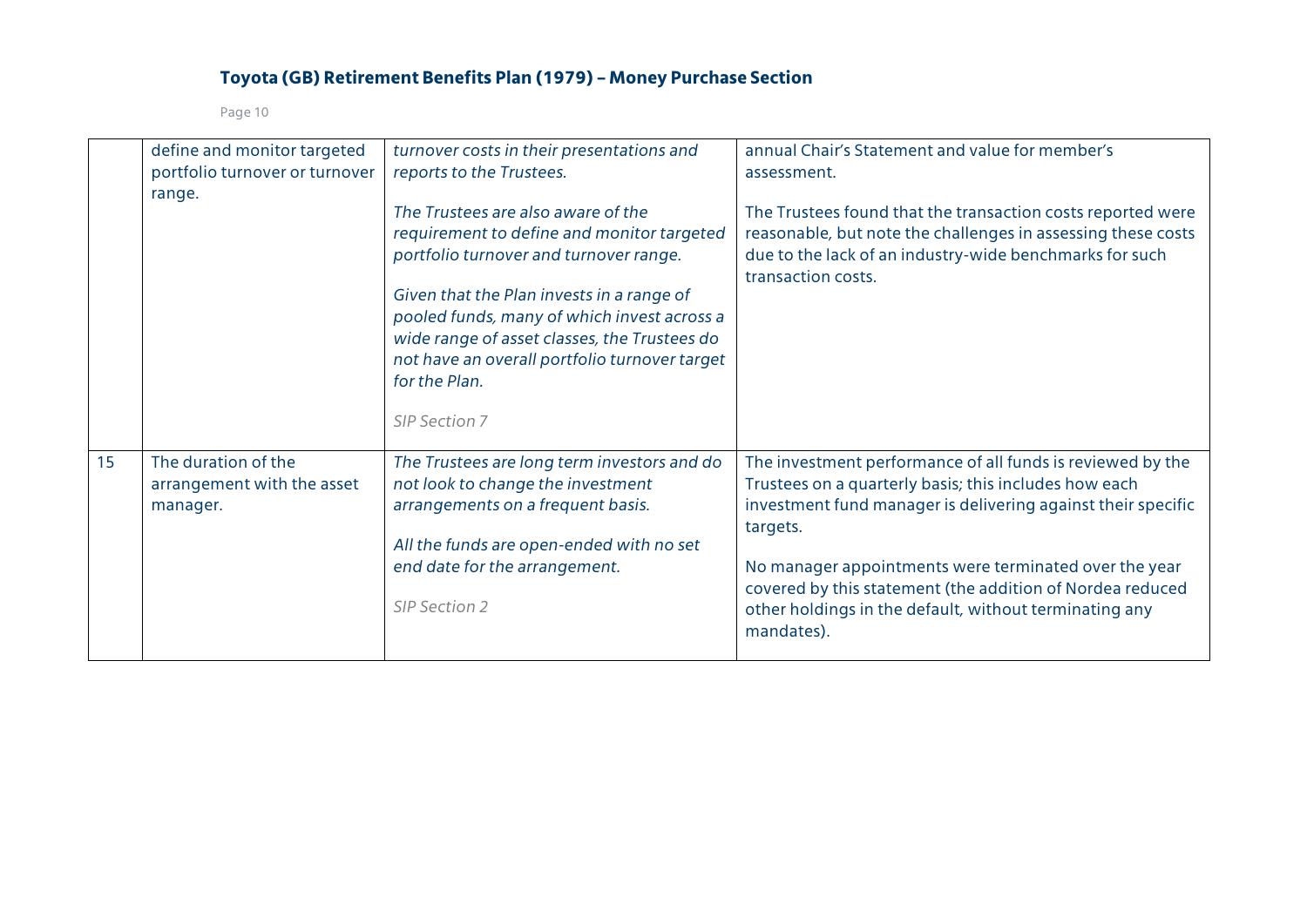| | | | |
|---|---|---|---|
| | define and monitor targeted portfolio turnover or turnover range. | *turnover costs in their presentations and reports to the Trustees.*<br><br>*The Trustees are also aware of the requirement to define and monitor targeted portfolio turnover and turnover range.*<br><br>*Given that the Plan invests in a range of pooled funds, many of which invest across a wide range of asset classes, the Trustees do not have an overall portfolio turnover target for the Plan.*<br><br>*SIP Section 7* | annual Chair's Statement and value for member's assessment.<br><br>The Trustees found that the transaction costs reported were reasonable, but note the challenges in assessing these costs due to the lack of an industry-wide benchmarks for such transaction costs. |
| 15 | The duration of the arrangement with the asset manager. | *The Trustees are long term investors and do not look to change the investment arrangements on a frequent basis.*<br><br>*All the funds are open-ended with no set end date for the arrangement.*<br><br>*SIP Section 2* | The investment performance of all funds is reviewed by the Trustees on a quarterly basis; this includes how each investment fund manager is delivering against their specific targets.<br><br>No manager appointments were terminated over the year covered by this statement (the addition of Nordea reduced other holdings in the default, without terminating any mandates). |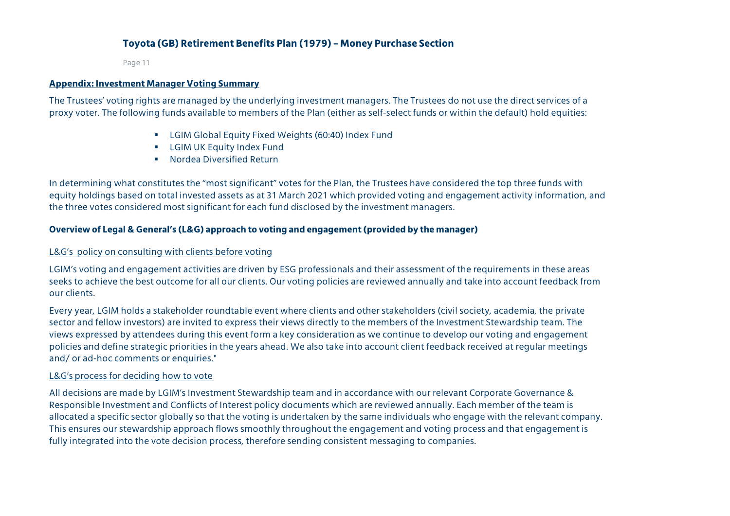## Appendix: Investment Manager Voting Summary

The Trustees' voting rights are managed by the underlying investment managers. The Trustees do not use the direct services of a proxy voter. The following funds available to members of the Plan (either as self-select funds or within the default) hold equities:

- LGIM Global Equity Fixed Weights (60:40) Index Fund
- LGIM UK Equity Index Fund
- Nordea Diversified Return

In determining what constitutes the "most significant" votes for the Plan, the Trustees have considered the top three funds with equity holdings based on total invested assets as at 31 March 2021 which provided voting and engagement activity information, and the three votes considered most significant for each fund disclosed by the investment managers.

### Overview of Legal & General's (L&G) approach to voting and engagement (provided by the manager)

L&G's policy on consulting with clients before voting

LGIM's voting and engagement activities are driven by ESG professionals and their assessment of the requirements in these areas seeks to achieve the best outcome for all our clients. Our voting policies are reviewed annually and take into account feedback from our clients.

Every year, LGIM holds a stakeholder roundtable event where clients and other stakeholders (civil society, academia, the private sector and fellow investors) are invited to express their views directly to the members of the Investment Stewardship team. The views expressed by attendees during this event form a key consideration as we continue to develop our voting and engagement policies and define strategic priorities in the years ahead. We also take into account client feedback received at regular meetings and/ or ad-hoc comments or enquiries."

L&G's process for deciding how to vote

All decisions are made by LGIM's Investment Stewardship team and in accordance with our relevant Corporate Governance & Responsible Investment and Conflicts of Interest policy documents which are reviewed annually. Each member of the team is allocated a specific sector globally so that the voting is undertaken by the same individuals who engage with the relevant company. This ensures our stewardship approach flows smoothly throughout the engagement and voting process and that engagement is fully integrated into the vote decision process, therefore sending consistent messaging to companies.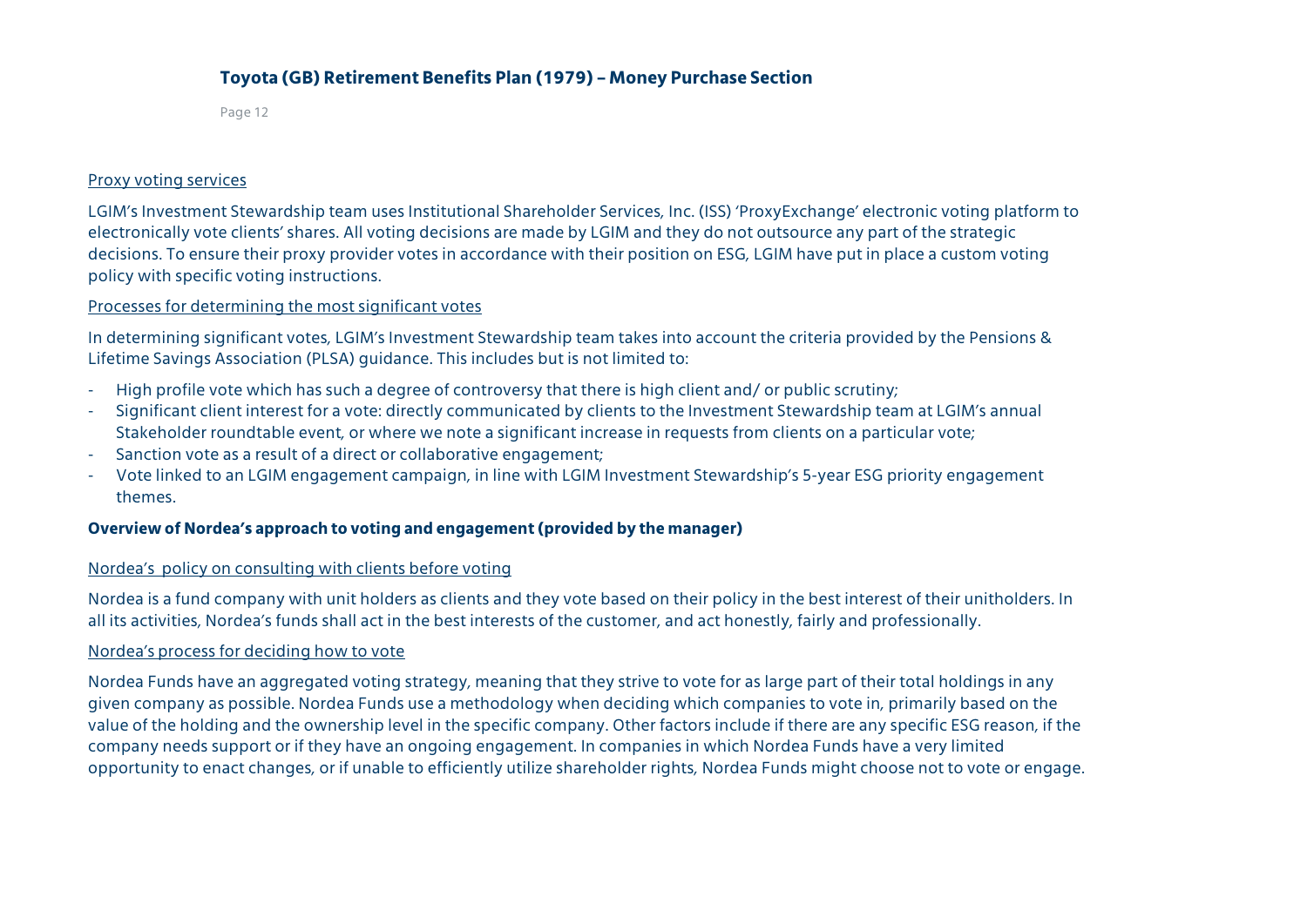Proxy voting services

LGIM's Investment Stewardship team uses Institutional Shareholder Services, Inc. (ISS) 'ProxyExchange' electronic voting platform to electronically vote clients' shares. All voting decisions are made by LGIM and they do not outsource any part of the strategic decisions. To ensure their proxy provider votes in accordance with their position on ESG, LGIM have put in place a custom voting policy with specific voting instructions.

Processes for determining the most significant votes

In determining significant votes, LGIM's Investment Stewardship team takes into account the criteria provided by the Pensions & Lifetime Savings Association (PLSA) guidance. This includes but is not limited to:

- High profile vote which has such a degree of controversy that there is high client and/ or public scrutiny;
- Significant client interest for a vote: directly communicated by clients to the Investment Stewardship team at LGIM's annual Stakeholder roundtable event, or where we note a significant increase in requests from clients on a particular vote;
- Sanction vote as a result of a direct or collaborative engagement;
- Vote linked to an LGIM engagement campaign, in line with LGIM Investment Stewardship's 5-year ESG priority engagement themes.

**Overview of Nordea's approach to voting and engagement (provided by the manager)**

Nordea's  policy on consulting with clients before voting

Nordea is a fund company with unit holders as clients and they vote based on their policy in the best interest of their unitholders. In all its activities, Nordea's funds shall act in the best interests of the customer, and act honestly, fairly and professionally.

Nordea's process for deciding how to vote

Nordea Funds have an aggregated voting strategy, meaning that they strive to vote for as large part of their total holdings in any given company as possible. Nordea Funds use a methodology when deciding which companies to vote in, primarily based on the value of the holding and the ownership level in the specific company. Other factors include if there are any specific ESG reason, if the company needs support or if they have an ongoing engagement. In companies in which Nordea Funds have a very limited opportunity to enact changes, or if unable to efficiently utilize shareholder rights, Nordea Funds might choose not to vote or engage.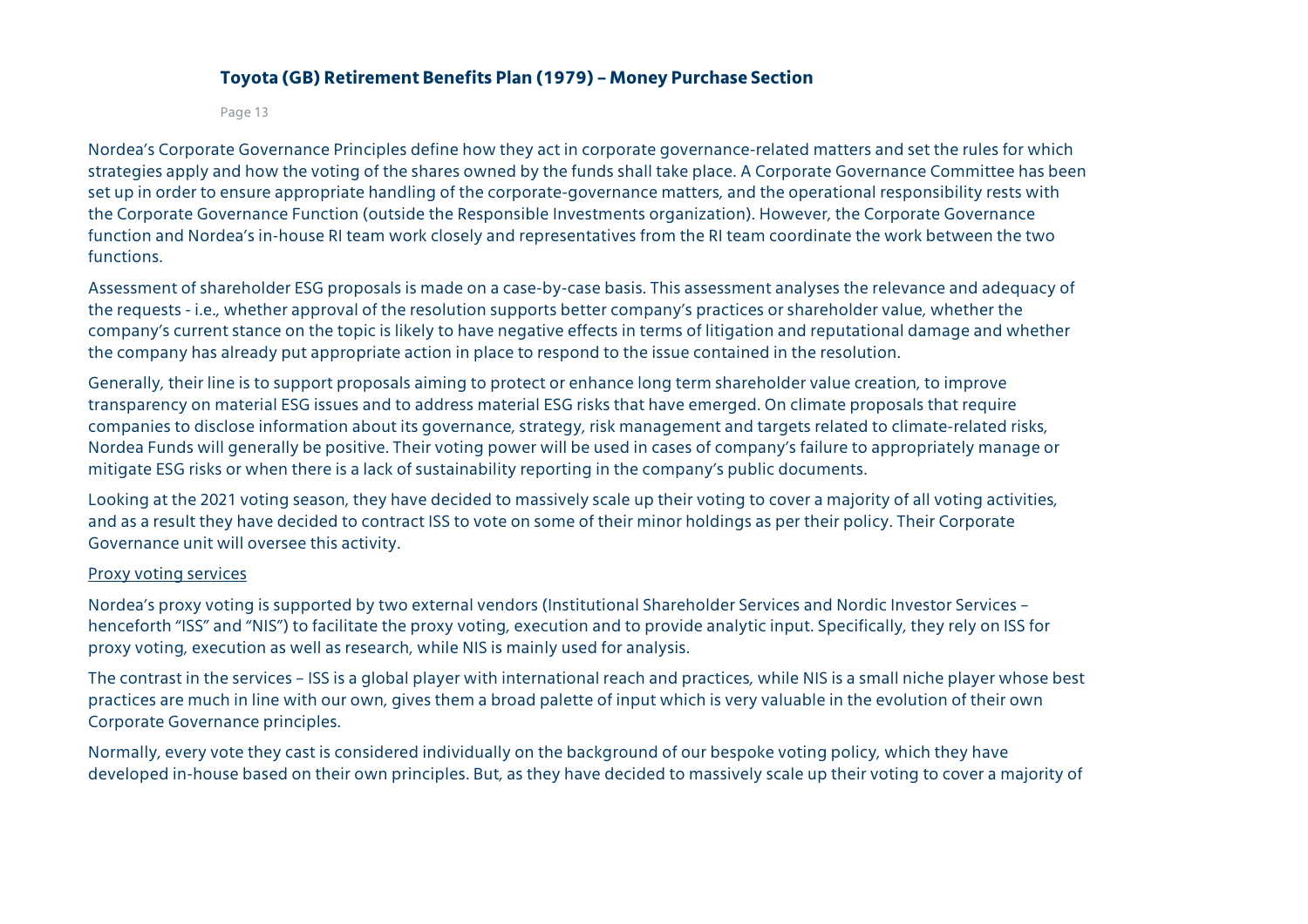Nordea's Corporate Governance Principles define how they act in corporate governance-related matters and set the rules for which strategies apply and how the voting of the shares owned by the funds shall take place. A Corporate Governance Committee has been set up in order to ensure appropriate handling of the corporate-governance matters, and the operational responsibility rests with the Corporate Governance Function (outside the Responsible Investments organization). However, the Corporate Governance function and Nordea's in-house RI team work closely and representatives from the RI team coordinate the work between the two functions.

Assessment of shareholder ESG proposals is made on a case-by-case basis. This assessment analyses the relevance and adequacy of the requests - i.e., whether approval of the resolution supports better company's practices or shareholder value, whether the company's current stance on the topic is likely to have negative effects in terms of litigation and reputational damage and whether the company has already put appropriate action in place to respond to the issue contained in the resolution.

Generally, their line is to support proposals aiming to protect or enhance long term shareholder value creation, to improve transparency on material ESG issues and to address material ESG risks that have emerged. On climate proposals that require companies to disclose information about its governance, strategy, risk management and targets related to climate-related risks, Nordea Funds will generally be positive. Their voting power will be used in cases of company's failure to appropriately manage or mitigate ESG risks or when there is a lack of sustainability reporting in the company's public documents.

Looking at the 2021 voting season, they have decided to massively scale up their voting to cover a majority of all voting activities, and as a result they have decided to contract ISS to vote on some of their minor holdings as per their policy. Their Corporate Governance unit will oversee this activity.

Proxy voting services

Nordea's proxy voting is supported by two external vendors (Institutional Shareholder Services and Nordic Investor Services – henceforth "ISS" and "NIS") to facilitate the proxy voting, execution and to provide analytic input. Specifically, they rely on ISS for proxy voting, execution as well as research, while NIS is mainly used for analysis.

The contrast in the services – ISS is a global player with international reach and practices, while NIS is a small niche player whose best practices are much in line with our own, gives them a broad palette of input which is very valuable in the evolution of their own Corporate Governance principles.

Normally, every vote they cast is considered individually on the background of our bespoke voting policy, which they have developed in-house based on their own principles. But, as they have decided to massively scale up their voting to cover a majority of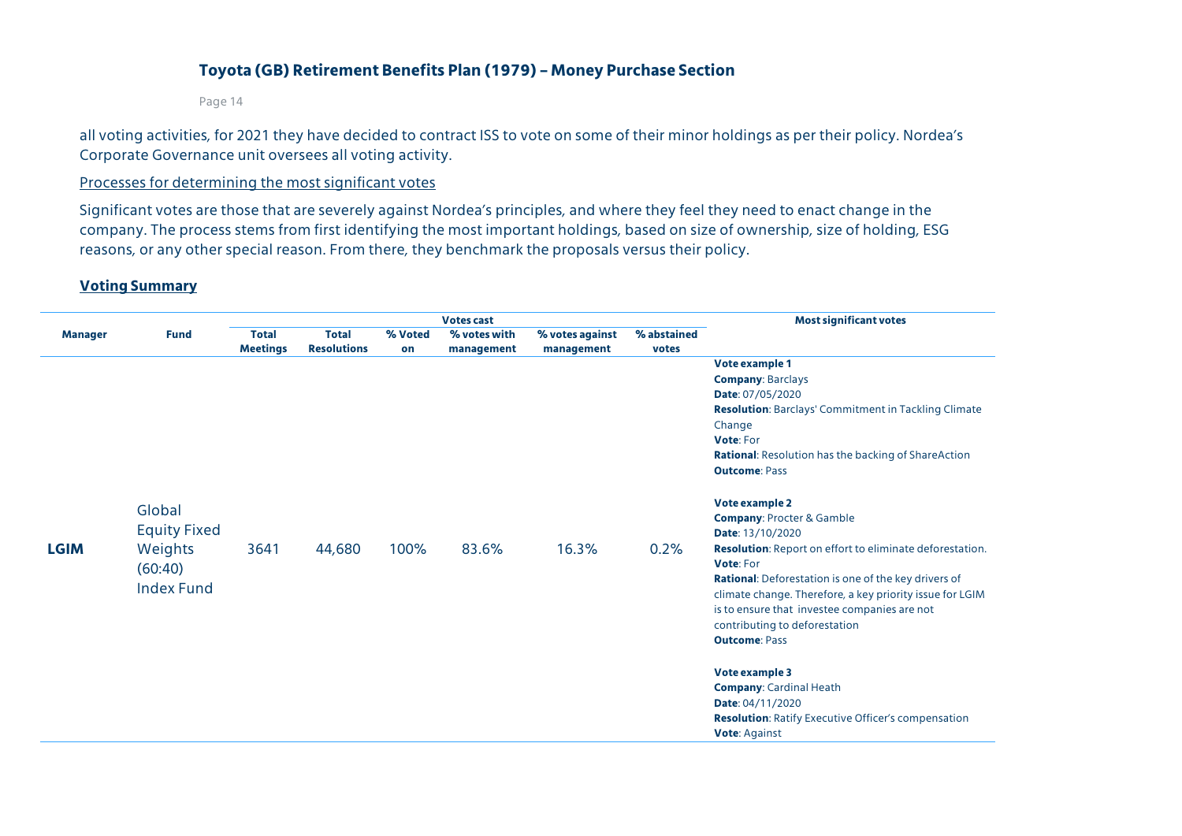all voting activities, for 2021 they have decided to contract ISS to vote on some of their minor holdings as per their policy. Nordea's Corporate Governance unit oversees all voting activity.

Processes for determining the most significant votes

Significant votes are those that are severely against Nordea's principles, and where they feel they need to enact change in the company. The process stems from first identifying the most important holdings, based on size of ownership, size of holding, ESG reasons, or any other special reason. From there, they benchmark the proposals versus their policy.

**Voting Summary**

| Manager | Fund | Votes cast | | | | | | Most significant votes |
|---|---|---|---|---|---|---|---|---|
| | | Total Meetings | Total Resolutions | % Voted on | % votes with management | % votes against management | % abstained votes | |
| **LGIM** | Global Equity Fixed Weights (60:40) Index Fund | 3641 | 44,680 | 100% | 83.6% | 16.3% | 0.2% | **Vote example 1**<br>**Company**: Barclays<br>**Date**: 07/05/2020<br>**Resolution**: Barclays' Commitment in Tackling Climate Change<br>**Vote**: For<br>**Rational**: Resolution has the backing of ShareAction<br>**Outcome**: Pass<br><br>**Vote example 2**<br>**Company**: Procter & Gamble<br>**Date**: 13/10/2020<br>**Resolution**: Report on effort to eliminate deforestation.<br>**Vote**: For<br>**Rational**: Deforestation is one of the key drivers of climate change. Therefore, a key priority issue for LGIM is to ensure that investee companies are not contributing to deforestation<br>**Outcome**: Pass<br><br>**Vote example 3**<br>**Company**: Cardinal Heath<br>**Date**: 04/11/2020<br>**Resolution**: Ratify Executive Officer's compensation<br>**Vote**: Against |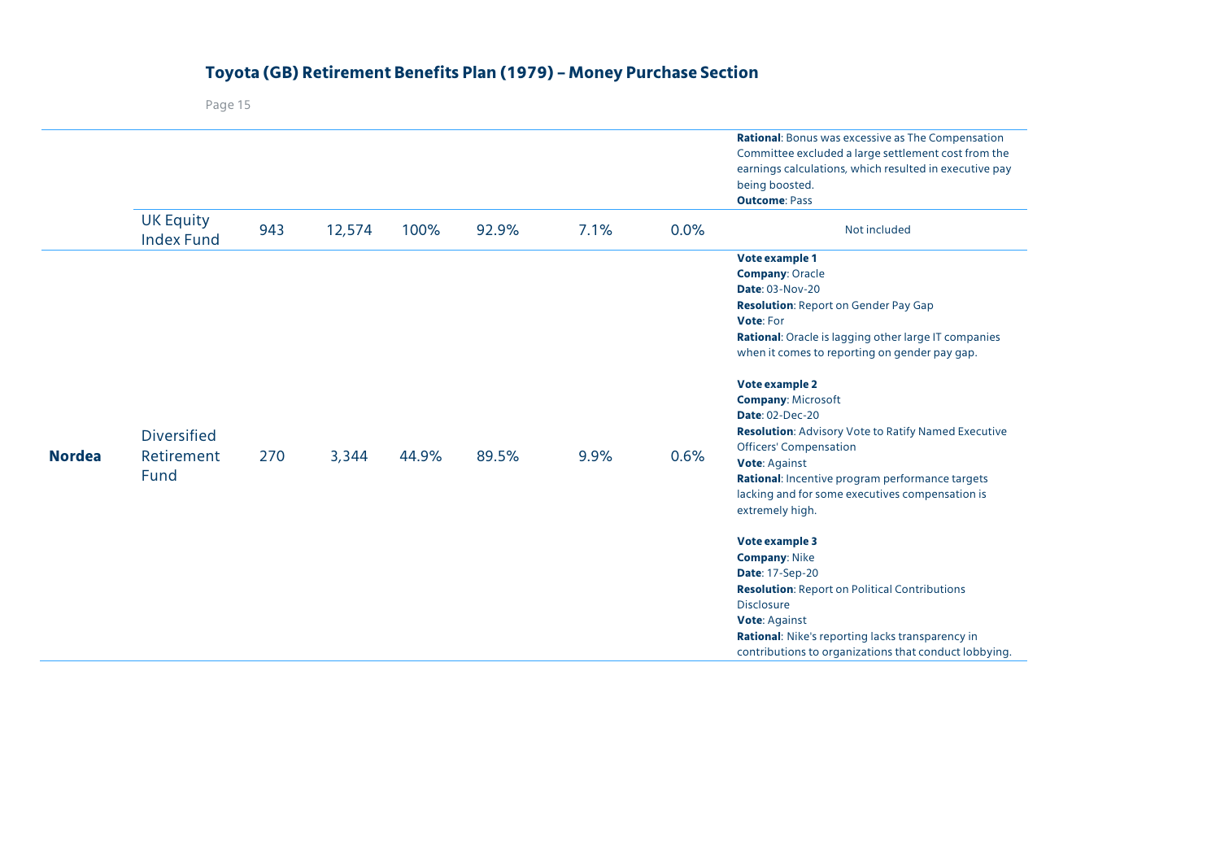## Toyota (GB) Retirement Benefits Plan (1979) – Money Purchase Section

| | | | | | | | | |
|---|---|---|---|---|---|---|---|---|
| | | | | | | | | **Rational**: Bonus was excessive as The Compensation Committee excluded a large settlement cost from the earnings calculations, which resulted in executive pay being boosted.<br>**Outcome**: Pass |
| | UK Equity Index Fund | 943 | 12,574 | 100% | 92.9% | 7.1% | 0.0% | Not included |
| **Nordea** | Diversified Retirement Fund | 270 | 3,344 | 44.9% | 89.5% | 9.9% | 0.6% | **Vote example 1**<br>**Company**: Oracle<br>**Date**: 03-Nov-20<br>**Resolution**: Report on Gender Pay Gap<br>**Vote**: For<br>**Rational**: Oracle is lagging other large IT companies when it comes to reporting on gender pay gap.<br><br>**Vote example 2**<br>**Company**: Microsoft<br>**Date**: 02-Dec-20<br>**Resolution**: Advisory Vote to Ratify Named Executive Officers' Compensation<br>**Vote**: Against<br>**Rational**: Incentive program performance targets lacking and for some executives compensation is extremely high.<br><br>**Vote example 3**<br>**Company**: Nike<br>**Date**: 17-Sep-20<br>**Resolution**: Report on Political Contributions Disclosure<br>**Vote**: Against<br>**Rational**: Nike's reporting lacks transparency in contributions to organizations that conduct lobbying. |